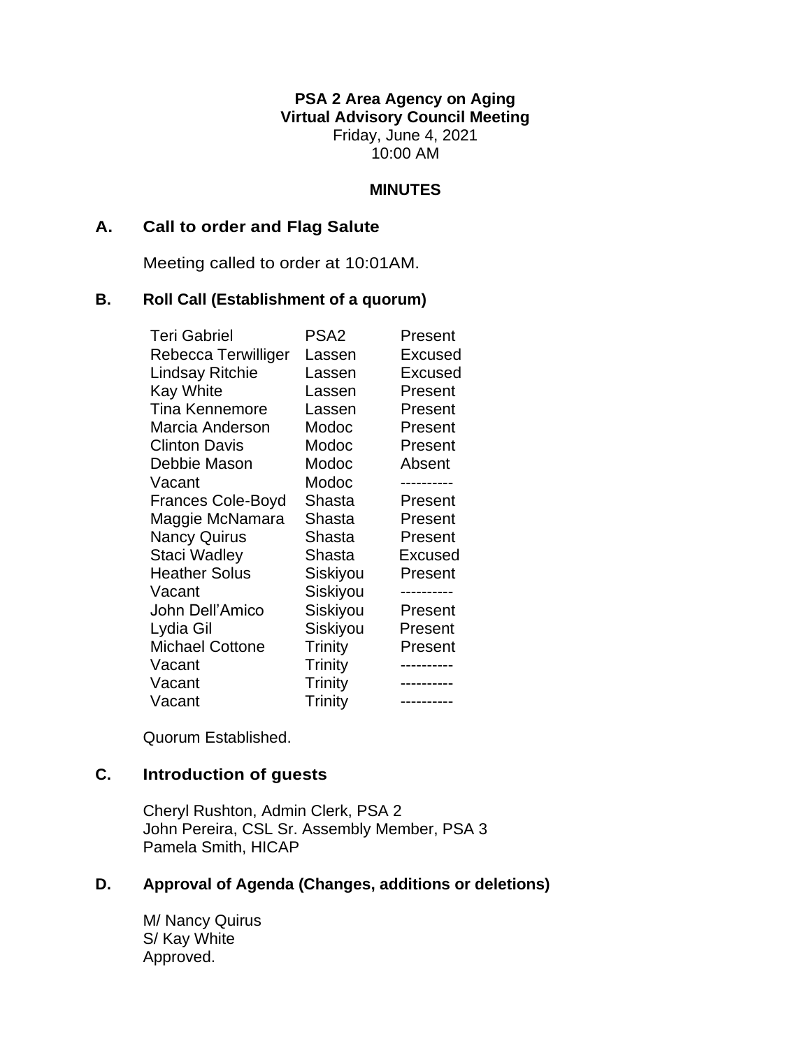**PSA 2 Area Agency on Aging**
**Virtual Advisory Council Meeting**
Friday, June 4, 2021
10:00 AM

**MINUTES**

## A. Call to order and Flag Salute

Meeting called to order at 10:01AM.

## B. Roll Call (Establishment of a quorum)

| | | |
|---|---|---|
| Teri Gabriel | PSA2 | Present |
| Rebecca Terwilliger | Lassen | Excused |
| Lindsay Ritchie | Lassen | Excused |
| Kay White | Lassen | Present |
| Tina Kennemore | Lassen | Present |
| Marcia Anderson | Modoc | Present |
| Clinton Davis | Modoc | Present |
| Debbie Mason | Modoc | Absent |
| Vacant | Modoc | ---------- |
| Frances Cole-Boyd | Shasta | Present |
| Maggie McNamara | Shasta | Present |
| Nancy Quirus | Shasta | Present |
| Staci Wadley | Shasta | Excused |
| Heather Solus | Siskiyou | Present |
| Vacant | Siskiyou | ---------- |
| John Dell'Amico | Siskiyou | Present |
| Lydia Gil | Siskiyou | Present |
| Michael Cottone | Trinity | Present |
| Vacant | Trinity | ---------- |
| Vacant | Trinity | ---------- |
| Vacant | Trinity | ---------- |

Quorum Established.

## C. Introduction of guests

Cheryl Rushton, Admin Clerk, PSA 2
John Pereira, CSL Sr. Assembly Member, PSA 3
Pamela Smith, HICAP

## D. Approval of Agenda (Changes, additions or deletions)

M/ Nancy Quirus
S/ Kay White
Approved.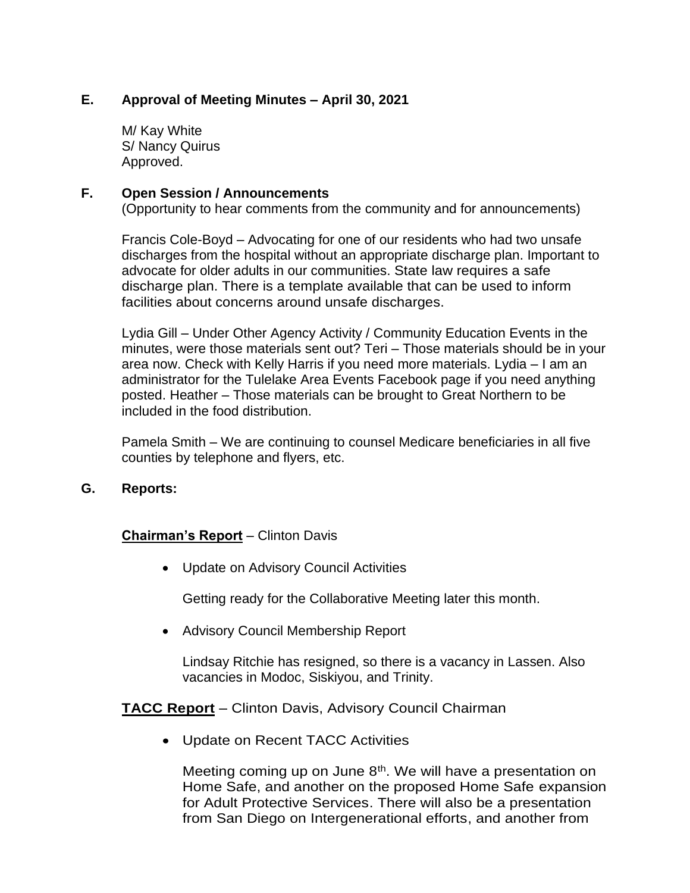**E. Approval of Meeting Minutes – April 30, 2021**

M/ Kay White
S/ Nancy Quirus
Approved.

**F. Open Session / Announcements**
(Opportunity to hear comments from the community and for announcements)

Francis Cole-Boyd – Advocating for one of our residents who had two unsafe discharges from the hospital without an appropriate discharge plan. Important to advocate for older adults in our communities. State law requires a safe discharge plan. There is a template available that can be used to inform facilities about concerns around unsafe discharges.

Lydia Gill – Under Other Agency Activity / Community Education Events in the minutes, were those materials sent out? Teri – Those materials should be in your area now. Check with Kelly Harris if you need more materials. Lydia – I am an administrator for the Tulelake Area Events Facebook page if you need anything posted. Heather – Those materials can be brought to Great Northern to be included in the food distribution.

Pamela Smith – We are continuing to counsel Medicare beneficiaries in all five counties by telephone and flyers, etc.

**G. Reports:**

**Chairman's Report** – Clinton Davis

- Update on Advisory Council Activities

  Getting ready for the Collaborative Meeting later this month.

- Advisory Council Membership Report

  Lindsay Ritchie has resigned, so there is a vacancy in Lassen. Also vacancies in Modoc, Siskiyou, and Trinity.

**TACC Report** – Clinton Davis, Advisory Council Chairman

- Update on Recent TACC Activities

  Meeting coming up on June 8th. We will have a presentation on Home Safe, and another on the proposed Home Safe expansion for Adult Protective Services. There will also be a presentation from San Diego on Intergenerational efforts, and another from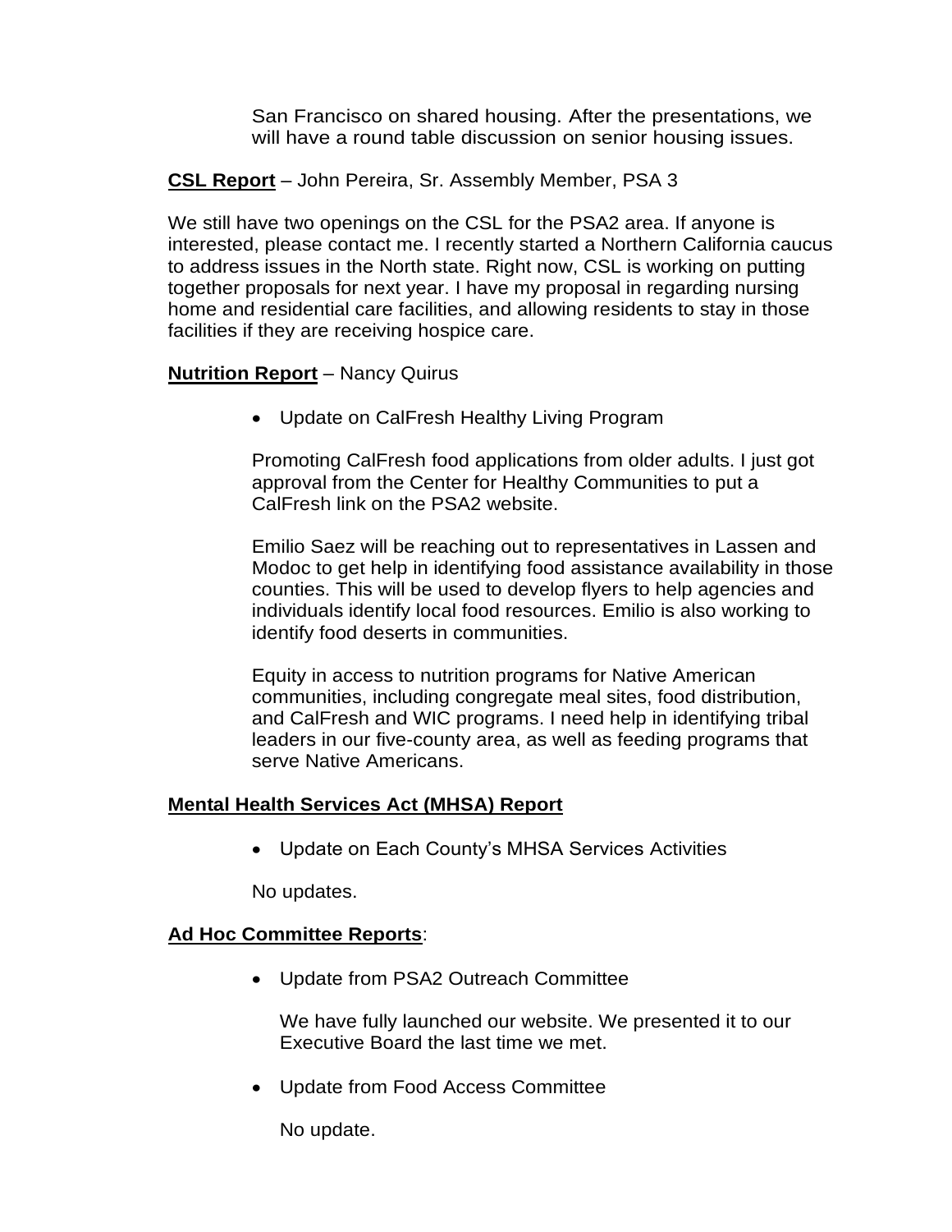San Francisco on shared housing. After the presentations, we will have a round table discussion on senior housing issues.

**CSL Report** – John Pereira, Sr. Assembly Member, PSA 3

We still have two openings on the CSL for the PSA2 area. If anyone is interested, please contact me. I recently started a Northern California caucus to address issues in the North state. Right now, CSL is working on putting together proposals for next year. I have my proposal in regarding nursing home and residential care facilities, and allowing residents to stay in those facilities if they are receiving hospice care.

**Nutrition Report** – Nancy Quirus

- Update on CalFresh Healthy Living Program

  Promoting CalFresh food applications from older adults. I just got approval from the Center for Healthy Communities to put a CalFresh link on the PSA2 website.

  Emilio Saez will be reaching out to representatives in Lassen and Modoc to get help in identifying food assistance availability in those counties. This will be used to develop flyers to help agencies and individuals identify local food resources. Emilio is also working to identify food deserts in communities.

  Equity in access to nutrition programs for Native American communities, including congregate meal sites, food distribution, and CalFresh and WIC programs. I need help in identifying tribal leaders in our five-county area, as well as feeding programs that serve Native Americans.

**Mental Health Services Act (MHSA) Report**

- Update on Each County's MHSA Services Activities

  No updates.

**Ad Hoc Committee Reports**:

- Update from PSA2 Outreach Committee

  We have fully launched our website. We presented it to our Executive Board the last time we met.

- Update from Food Access Committee

  No update.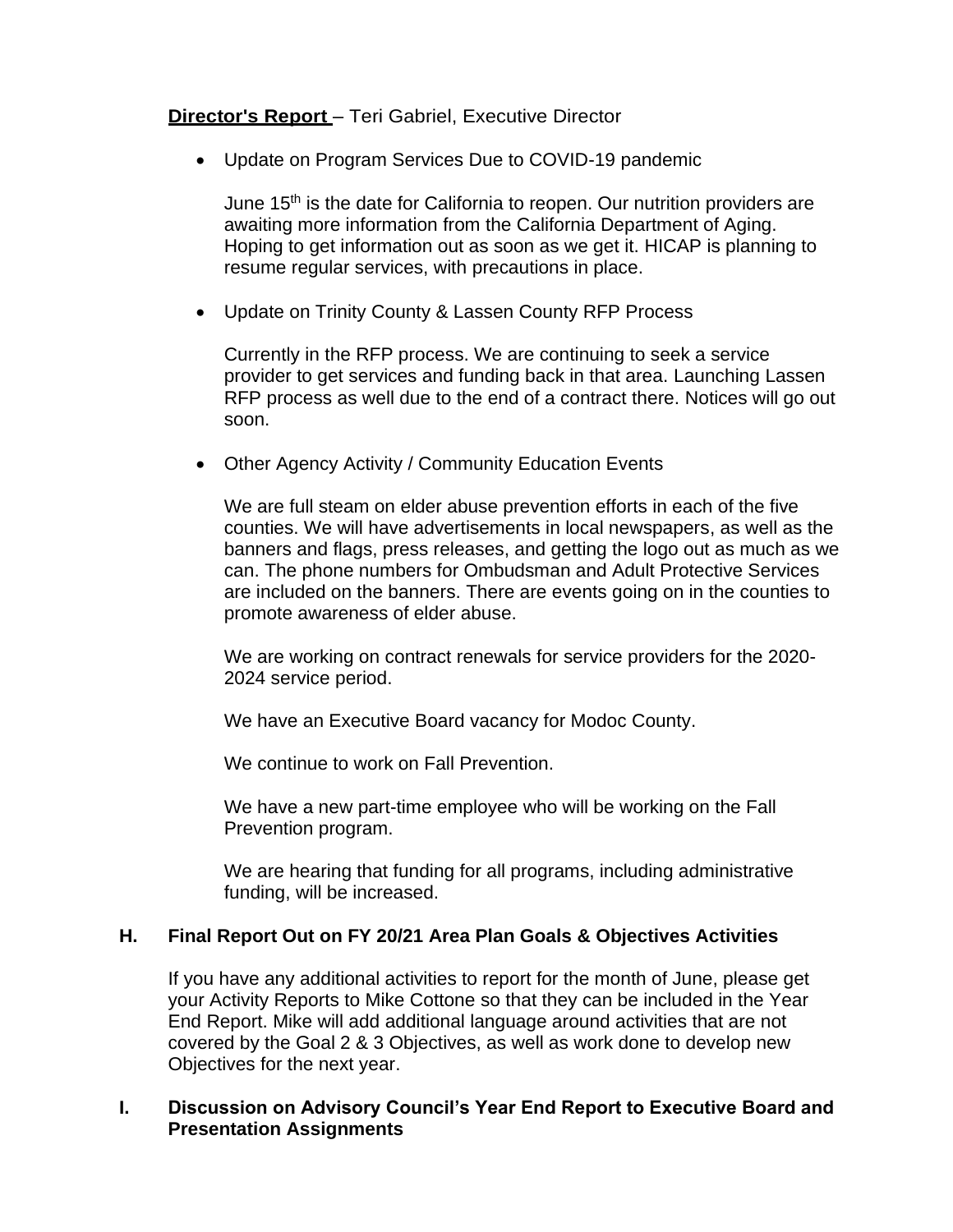**Director's Report** – Teri Gabriel, Executive Director

- Update on Program Services Due to COVID-19 pandemic

  June 15th is the date for California to reopen. Our nutrition providers are awaiting more information from the California Department of Aging. Hoping to get information out as soon as we get it. HICAP is planning to resume regular services, with precautions in place.

- Update on Trinity County & Lassen County RFP Process

  Currently in the RFP process. We are continuing to seek a service provider to get services and funding back in that area. Launching Lassen RFP process as well due to the end of a contract there. Notices will go out soon.

- Other Agency Activity / Community Education Events

  We are full steam on elder abuse prevention efforts in each of the five counties. We will have advertisements in local newspapers, as well as the banners and flags, press releases, and getting the logo out as much as we can. The phone numbers for Ombudsman and Adult Protective Services are included on the banners. There are events going on in the counties to promote awareness of elder abuse.

  We are working on contract renewals for service providers for the 2020-2024 service period.

  We have an Executive Board vacancy for Modoc County.

  We continue to work on Fall Prevention.

  We have a new part-time employee who will be working on the Fall Prevention program.

  We are hearing that funding for all programs, including administrative funding, will be increased.

**H. Final Report Out on FY 20/21 Area Plan Goals & Objectives Activities**

If you have any additional activities to report for the month of June, please get your Activity Reports to Mike Cottone so that they can be included in the Year End Report. Mike will add additional language around activities that are not covered by the Goal 2 & 3 Objectives, as well as work done to develop new Objectives for the next year.

**I. Discussion on Advisory Council's Year End Report to Executive Board and Presentation Assignments**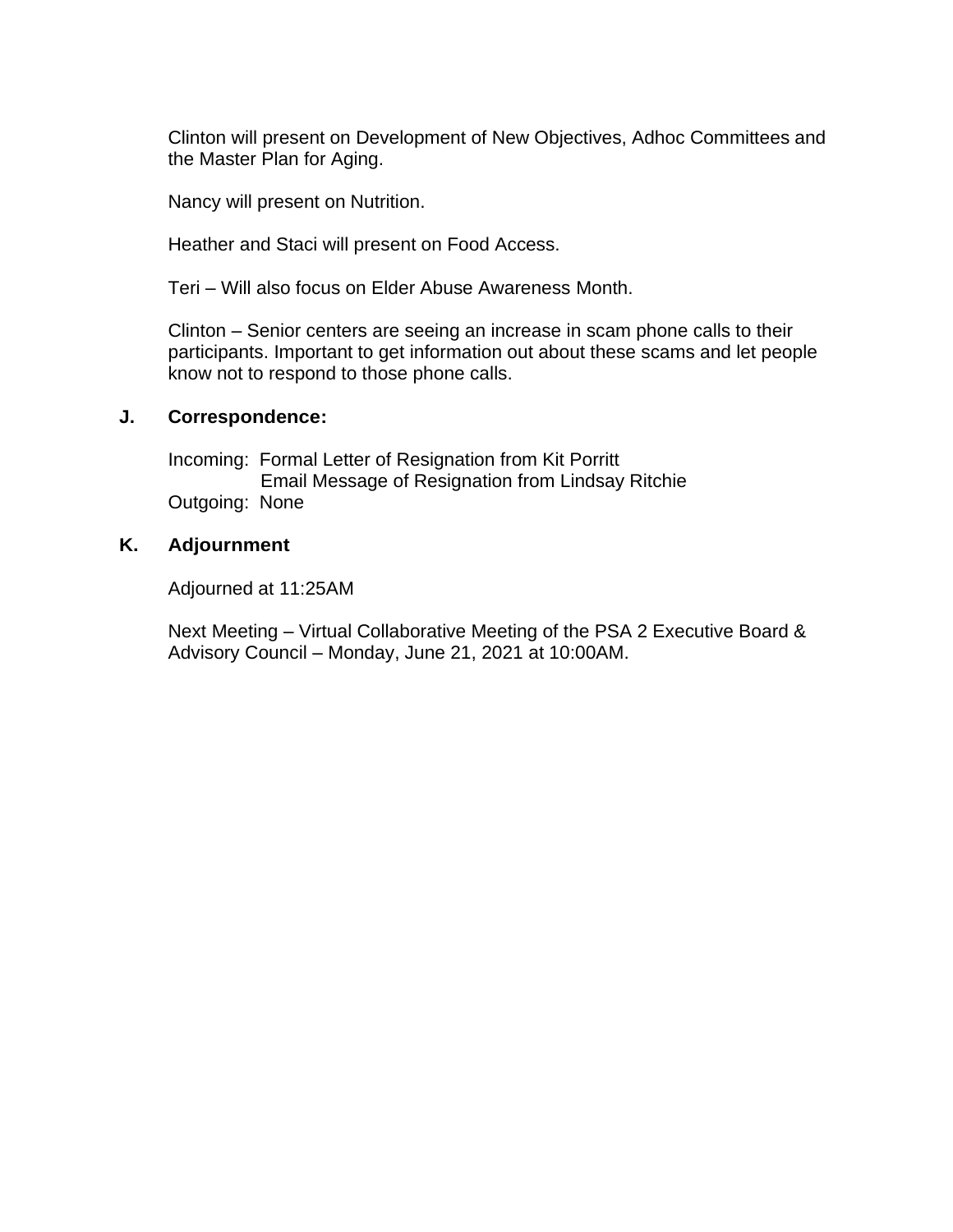Clinton will present on Development of New Objectives, Adhoc Committees and the Master Plan for Aging.

Nancy will present on Nutrition.

Heather and Staci will present on Food Access.

Teri – Will also focus on Elder Abuse Awareness Month.

Clinton – Senior centers are seeing an increase in scam phone calls to their participants. Important to get information out about these scams and let people know not to respond to those phone calls.

### J. Correspondence:

Incoming: Formal Letter of Resignation from Kit Porritt
Email Message of Resignation from Lindsay Ritchie
Outgoing: None

### K. Adjournment

Adjourned at 11:25AM

Next Meeting – Virtual Collaborative Meeting of the PSA 2 Executive Board & Advisory Council – Monday, June 21, 2021 at 10:00AM.